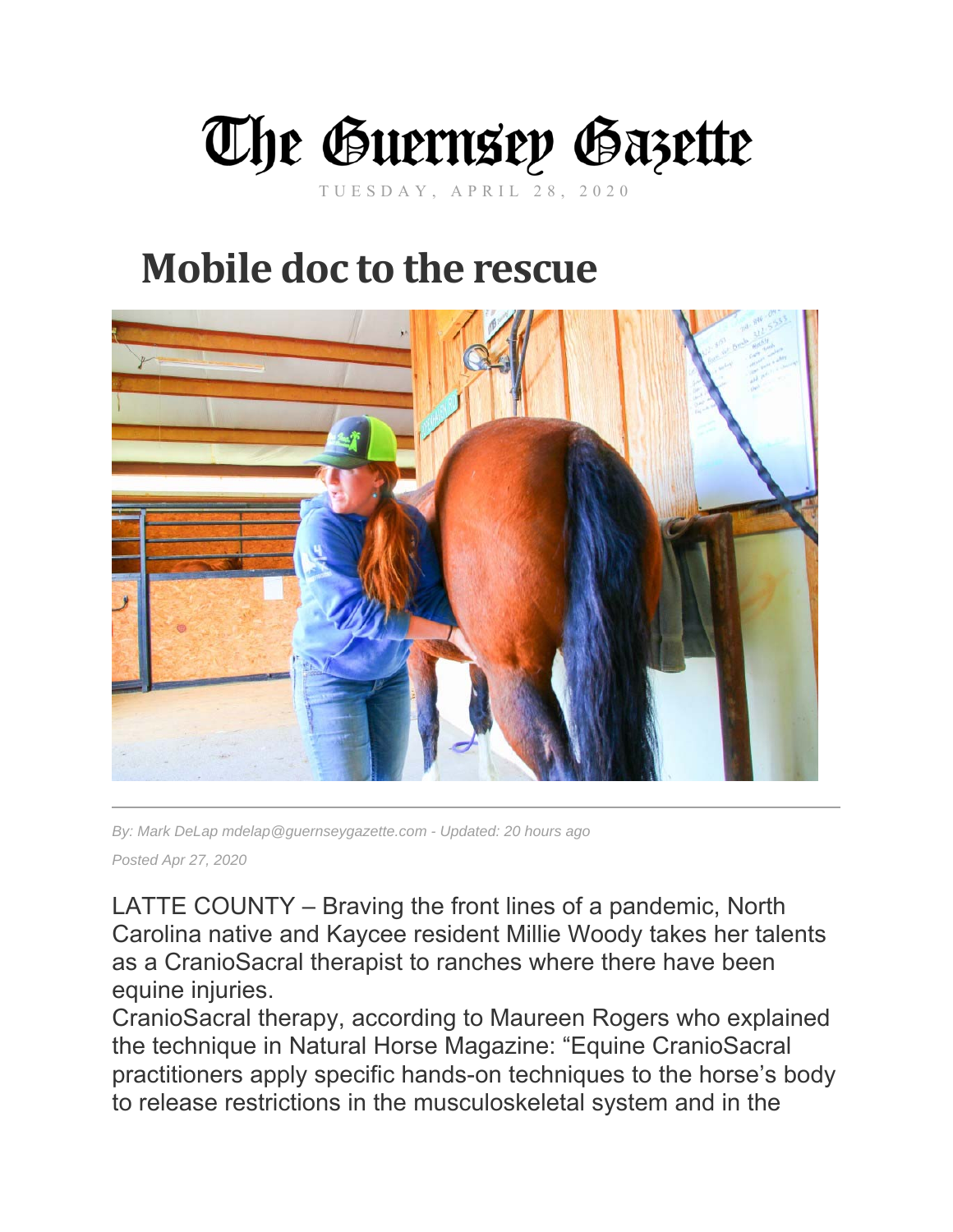# The Guernsey Gazette

TUESDAY, APRIL 28, 2020

## Mobile doc to the rescue

*By: Mark DeLap mdelap@guernseygazette.com - Updated: 20 hours ago*

*Posted Apr 27, 2020*

LATTE COUNTY – Braving the front lines of a pandemic, North Carolina native and Kaycee resident Millie Woody takes her talents as a CranioSacral therapist to ranches where there have been equine injuries.

CranioSacral therapy, according to Maureen Rogers who explained the technique in Natural Horse Magazine: "Equine CranioSacral practitioners apply specific hands-on techniques to the horse's body to release restrictions in the musculoskeletal system and in the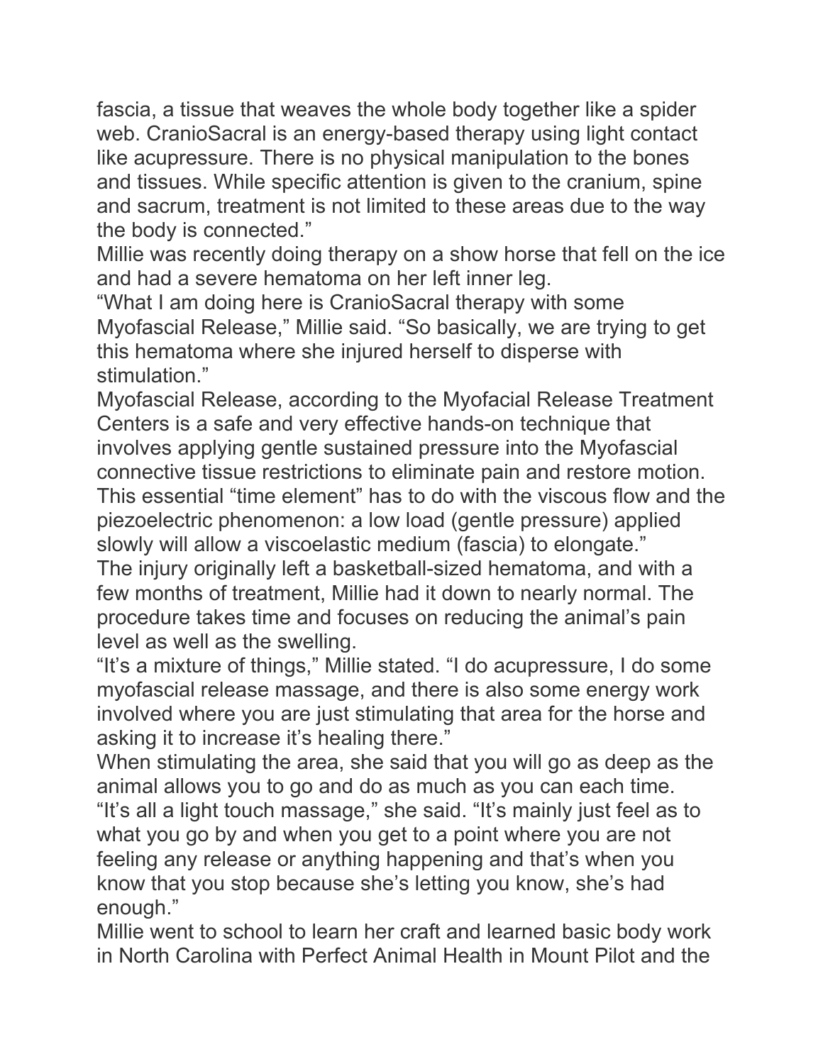fascia, a tissue that weaves the whole body together like a spider web. CranioSacral is an energy-based therapy using light contact like acupressure. There is no physical manipulation to the bones and tissues. While specific attention is given to the cranium, spine and sacrum, treatment is not limited to these areas due to the way the body is connected."

Millie was recently doing therapy on a show horse that fell on the ice and had a severe hematoma on her left inner leg.

"What I am doing here is CranioSacral therapy with some Myofascial Release," Millie said. "So basically, we are trying to get this hematoma where she injured herself to disperse with stimulation."

Myofascial Release, according to the Myofacial Release Treatment Centers is a safe and very effective hands-on technique that involves applying gentle sustained pressure into the Myofascial connective tissue restrictions to eliminate pain and restore motion. This essential "time element" has to do with the viscous flow and the piezoelectric phenomenon: a low load (gentle pressure) applied slowly will allow a viscoelastic medium (fascia) to elongate."

The injury originally left a basketball-sized hematoma, and with a few months of treatment, Millie had it down to nearly normal. The procedure takes time and focuses on reducing the animal's pain level as well as the swelling.

"It's a mixture of things," Millie stated. "I do acupressure, I do some myofascial release massage, and there is also some energy work involved where you are just stimulating that area for the horse and asking it to increase it's healing there."

When stimulating the area, she said that you will go as deep as the animal allows you to go and do as much as you can each time.

"It's all a light touch massage," she said. "It's mainly just feel as to what you go by and when you get to a point where you are not feeling any release or anything happening and that's when you know that you stop because she's letting you know, she's had enough."

Millie went to school to learn her craft and learned basic body work in North Carolina with Perfect Animal Health in Mount Pilot and the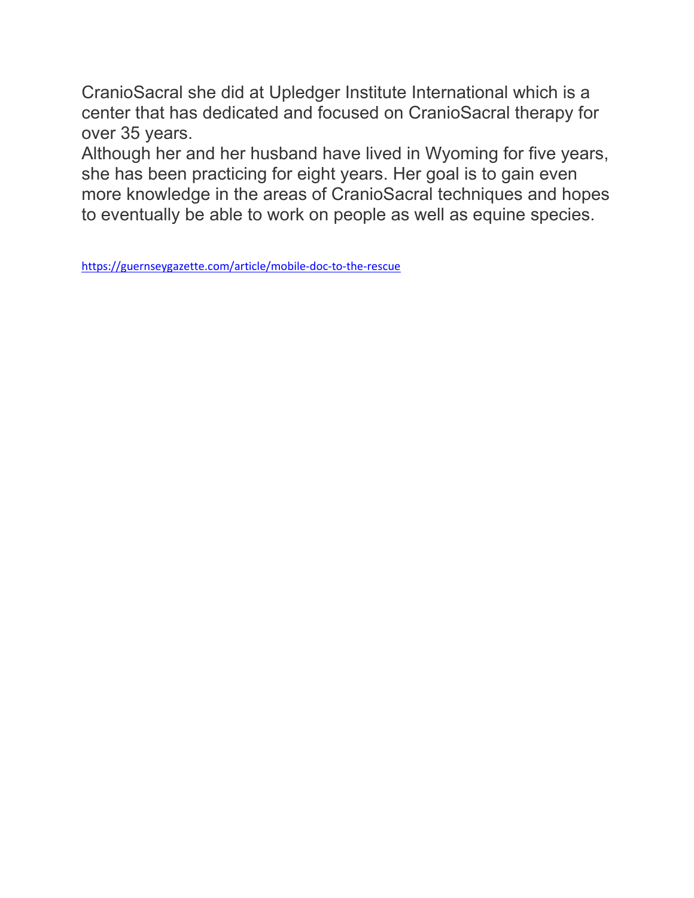CranioSacral she did at Upledger Institute International which is a center that has dedicated and focused on CranioSacral therapy for over 35 years.

Although her and her husband have lived in Wyoming for five years, she has been practicing for eight years. Her goal is to gain even more knowledge in the areas of CranioSacral techniques and hopes to eventually be able to work on people as well as equine species.

https://guernseygazette.com/article/mobile-doc-to-the-rescue